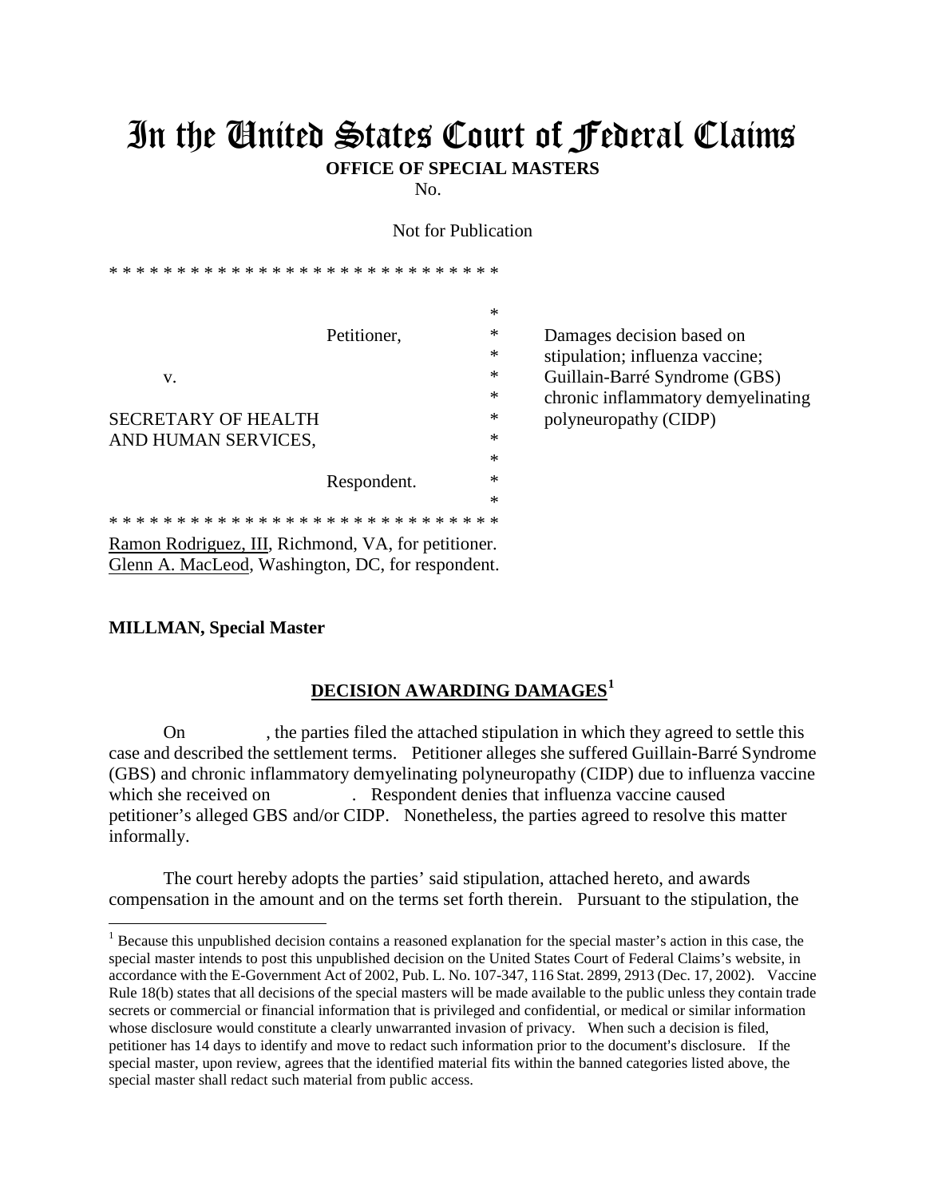# In the United States Court of Federal Claims

**OFFICE OF SPECIAL MASTERS**

No.

Not for Publication

* * * * * * * * * * * * * * * * * * * * * * * * * * * * *

|  |  |  |
|---|---|---|
| Petitioner, | * | Damages decision based on |
|  | * | stipulation; influenza vaccine; |
| v. | * | Guillain-Barré Syndrome (GBS) |
|  | * | chronic inflammatory demyelinating |
| SECRETARY OF HEALTH | * | polyneuropathy (CIDP) |
| AND HUMAN SERVICES, | * |  |
|  | * |  |
| Respondent. | * |  |

* * * * * * * * * * * * * * * * * * * * * * * * * * * * *

Ramon Rodriguez, III, Richmond, VA, for petitioner.
Glenn A. MacLeod, Washington, DC, for respondent.

**MILLMAN, Special Master**

## DECISION AWARDING DAMAGES[1]

On , the parties filed the attached stipulation in which they agreed to settle this case and described the settlement terms. Petitioner alleges she suffered Guillain-Barré Syndrome (GBS) and chronic inflammatory demyelinating polyneuropathy (CIDP) due to influenza vaccine which she received on . Respondent denies that influenza vaccine caused petitioner's alleged GBS and/or CIDP. Nonetheless, the parties agreed to resolve this matter informally.

The court hereby adopts the parties' said stipulation, attached hereto, and awards compensation in the amount and on the terms set forth therein. Pursuant to the stipulation, the

[1] Because this unpublished decision contains a reasoned explanation for the special master's action in this case, the special master intends to post this unpublished decision on the United States Court of Federal Claims's website, in accordance with the E-Government Act of 2002, Pub. L. No. 107-347, 116 Stat. 2899, 2913 (Dec. 17, 2002). Vaccine Rule 18(b) states that all decisions of the special masters will be made available to the public unless they contain trade secrets or commercial or financial information that is privileged and confidential, or medical or similar information whose disclosure would constitute a clearly unwarranted invasion of privacy. When such a decision is filed, petitioner has 14 days to identify and move to redact such information prior to the document's disclosure. If the special master, upon review, agrees that the identified material fits within the banned categories listed above, the special master shall redact such material from public access.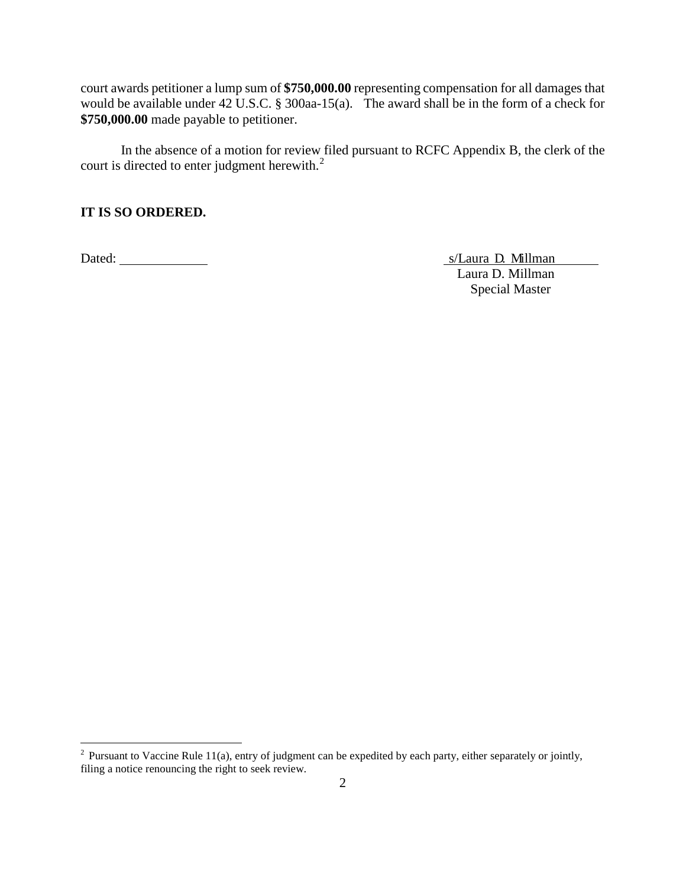court awards petitioner a lump sum of **$750,000.00** representing compensation for all damages that would be available under 42 U.S.C. § 300aa-15(a). The award shall be in the form of a check for **$750,000.00** made payable to petitioner.

In the absence of a motion for review filed pursuant to RCFC Appendix B, the clerk of the court is directed to enter judgment herewith.[2]

**IT IS SO ORDERED.**

Dated: ______________

s/Laura D. Millman
Laura D. Millman
Special Master

---

[2] Pursuant to Vaccine Rule 11(a), entry of judgment can be expedited by each party, either separately or jointly, filing a notice renouncing the right to seek review.